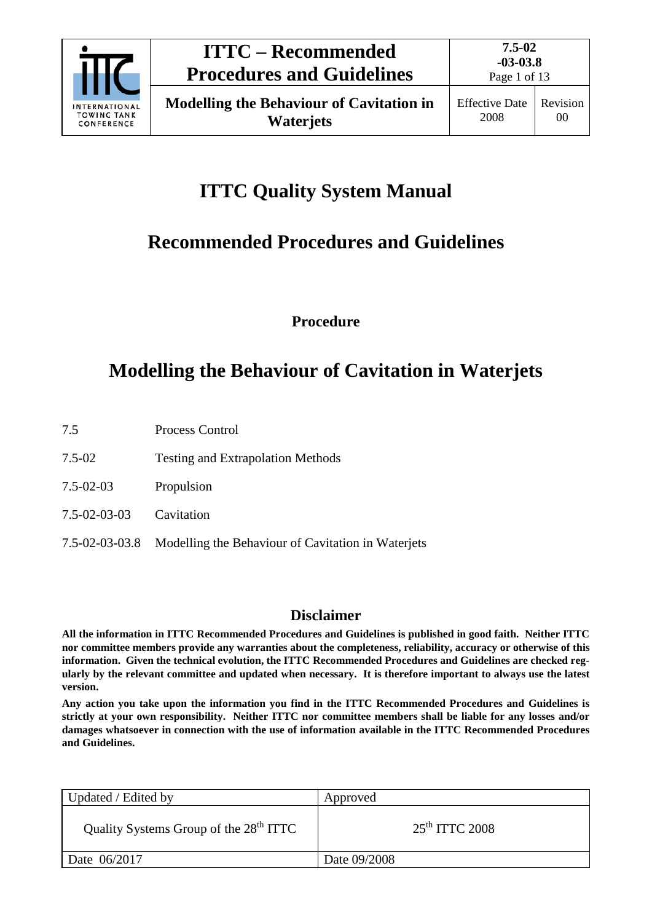# ITTC Quality System Manual

## Recommended Procedures and Guidelines

**Procedure**

## Modelling the Behaviour of Cavitation in Waterjets

| | |
|---|---|
| 7.5 | Process Control |
| 7.5-02 | Testing and Extrapolation Methods |
| 7.5-02-03 | Propulsion |
| 7.5-02-03-03 | Cavitation |
| 7.5-02-03-03.8 | Modelling the Behaviour of Cavitation in Waterjets |

### Disclaimer

**All the information in ITTC Recommended Procedures and Guidelines is published in good faith. Neither ITTC nor committee members provide any warranties about the completeness, reliability, accuracy or otherwise of this information. Given the technical evolution, the ITTC Recommended Procedures and Guidelines are checked regularly by the relevant committee and updated when necessary. It is therefore important to always use the latest version.**

**Any action you take upon the information you find in the ITTC Recommended Procedures and Guidelines is strictly at your own responsibility. Neither ITTC nor committee members shall be liable for any losses and/or damages whatsoever in connection with the use of information available in the ITTC Recommended Procedures and Guidelines.**

| Updated / Edited by | Approved |
|---|---|
| Quality Systems Group of the 28th ITTC | 25th ITTC 2008 |
| Date 06/2017 | Date 09/2008 |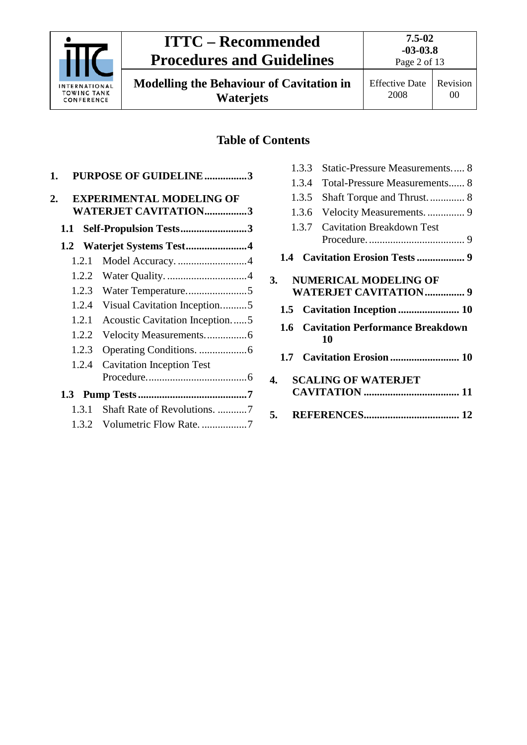## Table of Contents

1. **PURPOSE OF GUIDELINE ................3**
2. **EXPERIMENTAL MODELING OF WATERJET CAVITATION................3**
   - **1.1 Self-Propulsion Tests.........................3**
   - **1.2 Waterjet Systems Test.......................4**
     - 1.2.1 Model Accuracy. ..........................4
     - 1.2.2 Water Quality. ..............................4
     - 1.2.3 Water Temperature.......................5
     - 1.2.4 Visual Cavitation Inception..........5
     - 1.2.1 Acoustic Cavitation Inception. .....5
     - 1.2.2 Velocity Measurements................6
     - 1.2.3 Operating Conditions. ..................6
     - 1.2.4 Cavitation Inception Test Procedure......................................6
   - **1.3 Pump Tests .........................................7**
     - 1.3.1 Shaft Rate of Revolutions. ...........7
     - 1.3.2 Volumetric Flow Rate. .................7
     - 1.3.3 Static-Pressure Measurements..... 8
     - 1.3.4 Total-Pressure Measurements...... 8
     - 1.3.5 Shaft Torque and Thrust. ............. 8
     - 1.3.6 Velocity Measurements. .............. 9
     - 1.3.7 Cavitation Breakdown Test Procedure. .................................... 9
   - **1.4 Cavitation Erosion Tests .................. 9**
3. **NUMERICAL MODELING OF WATERJET CAVITATION............... 9**
   - **1.5 Cavitation Inception ....................... 10**
   - **1.6 Cavitation Performance Breakdown 10**
   - **1.7 Cavitation Erosion .......................... 10**
4. **SCALING OF WATERJET CAVITATION .................................... 11**
5. **REFERENCES.................................... 12**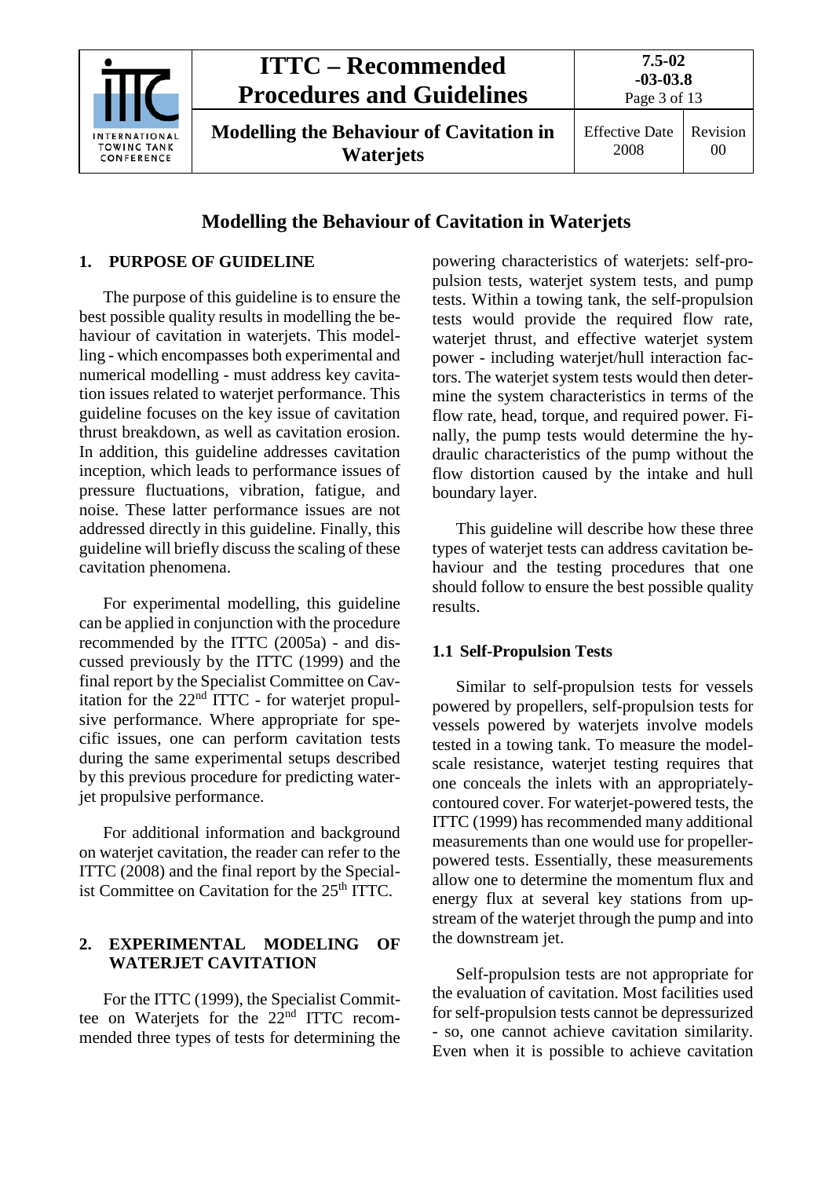# Modelling the Behaviour of Cavitation in Waterjets

## 1. PURPOSE OF GUIDELINE

The purpose of this guideline is to ensure the best possible quality results in modelling the behaviour of cavitation in waterjets. This modelling - which encompasses both experimental and numerical modelling - must address key cavitation issues related to waterjet performance. This guideline focuses on the key issue of cavitation thrust breakdown, as well as cavitation erosion. In addition, this guideline addresses cavitation inception, which leads to performance issues of pressure fluctuations, vibration, fatigue, and noise. These latter performance issues are not addressed directly in this guideline. Finally, this guideline will briefly discuss the scaling of these cavitation phenomena.

For experimental modelling, this guideline can be applied in conjunction with the procedure recommended by the ITTC (2005a) - and discussed previously by the ITTC (1999) and the final report by the Specialist Committee on Cavitation for the 22nd ITTC - for waterjet propulsive performance. Where appropriate for specific issues, one can perform cavitation tests during the same experimental setups described by this previous procedure for predicting waterjet propulsive performance.

For additional information and background on waterjet cavitation, the reader can refer to the ITTC (2008) and the final report by the Specialist Committee on Cavitation for the 25th ITTC.

## 2. EXPERIMENTAL MODELING OF WATERJET CAVITATION

For the ITTC (1999), the Specialist Committee on Waterjets for the 22nd ITTC recommended three types of tests for determining the powering characteristics of waterjets: self-propulsion tests, waterjet system tests, and pump tests. Within a towing tank, the self-propulsion tests would provide the required flow rate, waterjet thrust, and effective waterjet system power - including waterjet/hull interaction factors. The waterjet system tests would then determine the system characteristics in terms of the flow rate, head, torque, and required power. Finally, the pump tests would determine the hydraulic characteristics of the pump without the flow distortion caused by the intake and hull boundary layer.

This guideline will describe how these three types of waterjet tests can address cavitation behaviour and the testing procedures that one should follow to ensure the best possible quality results.

### 1.1 Self-Propulsion Tests

Similar to self-propulsion tests for vessels powered by propellers, self-propulsion tests for vessels powered by waterjets involve models tested in a towing tank. To measure the model-scale resistance, waterjet testing requires that one conceals the inlets with an appropriately-contoured cover. For waterjet-powered tests, the ITTC (1999) has recommended many additional measurements than one would use for propeller-powered tests. Essentially, these measurements allow one to determine the momentum flux and energy flux at several key stations from upstream of the waterjet through the pump and into the downstream jet.

Self-propulsion tests are not appropriate for the evaluation of cavitation. Most facilities used for self-propulsion tests cannot be depressurized - so, one cannot achieve cavitation similarity. Even when it is possible to achieve cavitation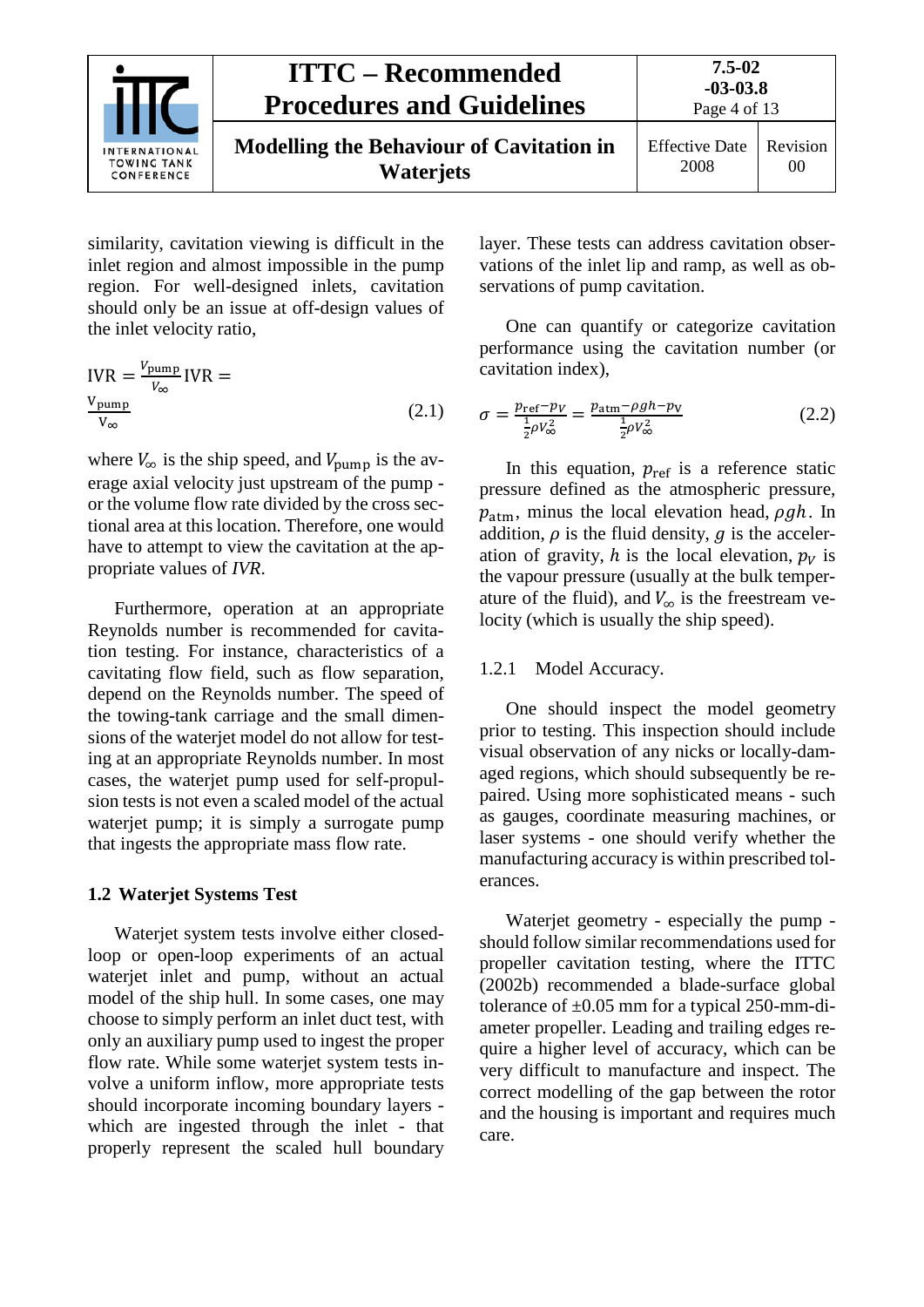similarity, cavitation viewing is difficult in the inlet region and almost impossible in the pump region. For well-designed inlets, cavitation should only be an issue at off-design values of the inlet velocity ratio,

$$\mathrm{IVR} = \frac{V_{\mathrm{pump}}}{V_\infty}\,\mathrm{IVR} = \frac{\mathrm{V}_{\mathrm{pump}}}{\mathrm{V}_\infty} \tag{2.1}$$

where $V_\infty$ is the ship speed, and $V_{\mathrm{pump}}$ is the average axial velocity just upstream of the pump - or the volume flow rate divided by the cross sectional area at this location. Therefore, one would have to attempt to view the cavitation at the appropriate values of *IVR*.

Furthermore, operation at an appropriate Reynolds number is recommended for cavitation testing. For instance, characteristics of a cavitating flow field, such as flow separation, depend on the Reynolds number. The speed of the towing-tank carriage and the small dimensions of the waterjet model do not allow for testing at an appropriate Reynolds number. In most cases, the waterjet pump used for self-propulsion tests is not even a scaled model of the actual waterjet pump; it is simply a surrogate pump that ingests the appropriate mass flow rate.

## 1.2 Waterjet Systems Test

Waterjet system tests involve either closed-loop or open-loop experiments of an actual waterjet inlet and pump, without an actual model of the ship hull. In some cases, one may choose to simply perform an inlet duct test, with only an auxiliary pump used to ingest the proper flow rate. While some waterjet system tests involve a uniform inflow, more appropriate tests should incorporate incoming boundary layers - which are ingested through the inlet - that properly represent the scaled hull boundary layer. These tests can address cavitation observations of the inlet lip and ramp, as well as observations of pump cavitation.

One can quantify or categorize cavitation performance using the cavitation number (or cavitation index),

$$\sigma = \frac{p_{\mathrm{ref}} - p_V}{\frac{1}{2}\rho V_\infty^2} = \frac{p_{\mathrm{atm}} - \rho g h - p_V}{\frac{1}{2}\rho V_\infty^2} \tag{2.2}$$

In this equation, $p_{\mathrm{ref}}$ is a reference static pressure defined as the atmospheric pressure, $p_{\mathrm{atm}}$, minus the local elevation head, $\rho g h$. In addition, $\rho$ is the fluid density, $g$ is the acceleration of gravity, $h$ is the local elevation, $p_V$ is the vapour pressure (usually at the bulk temperature of the fluid), and $V_\infty$ is the freestream velocity (which is usually the ship speed).

### 1.2.1 Model Accuracy.

One should inspect the model geometry prior to testing. This inspection should include visual observation of any nicks or locally-damaged regions, which should subsequently be repaired. Using more sophisticated means - such as gauges, coordinate measuring machines, or laser systems - one should verify whether the manufacturing accuracy is within prescribed tolerances.

Waterjet geometry - especially the pump - should follow similar recommendations used for propeller cavitation testing, where the ITTC (2002b) recommended a blade-surface global tolerance of ±0.05 mm for a typical 250-mm-diameter propeller. Leading and trailing edges require a higher level of accuracy, which can be very difficult to manufacture and inspect. The correct modelling of the gap between the rotor and the housing is important and requires much care.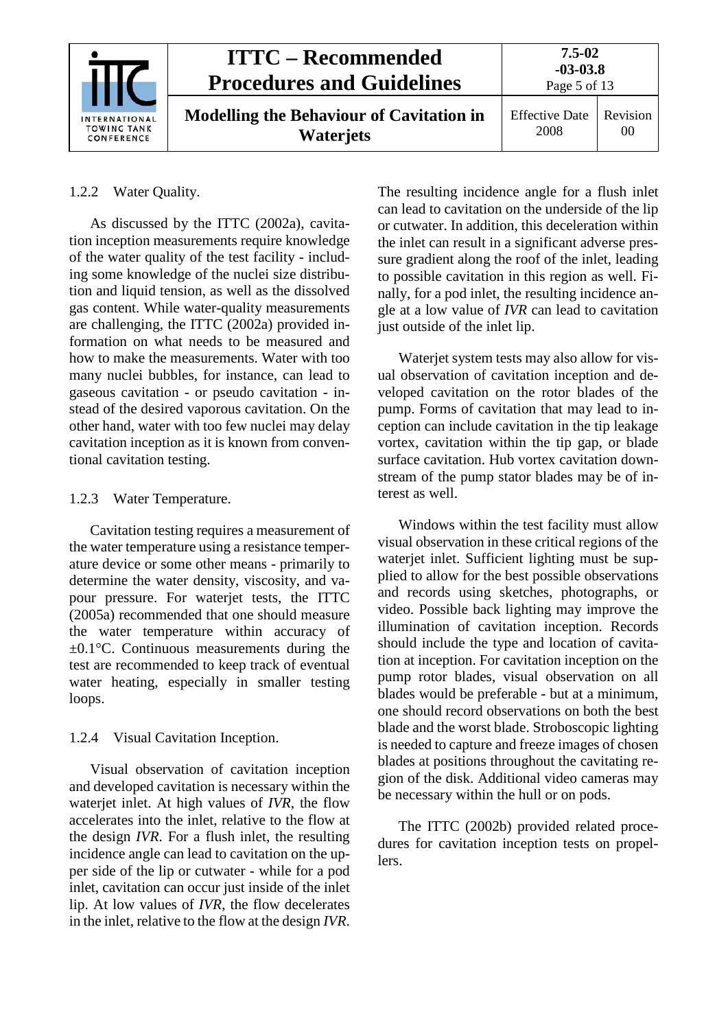### 1.2.2 Water Quality.

As discussed by the ITTC (2002a), cavitation inception measurements require knowledge of the water quality of the test facility - including some knowledge of the nuclei size distribution and liquid tension, as well as the dissolved gas content. While water-quality measurements are challenging, the ITTC (2002a) provided information on what needs to be measured and how to make the measurements. Water with too many nuclei bubbles, for instance, can lead to gaseous cavitation - or pseudo cavitation - instead of the desired vaporous cavitation. On the other hand, water with too few nuclei may delay cavitation inception as it is known from conventional cavitation testing.

### 1.2.3 Water Temperature.

Cavitation testing requires a measurement of the water temperature using a resistance temperature device or some other means - primarily to determine the water density, viscosity, and vapour pressure. For waterjet tests, the ITTC (2005a) recommended that one should measure the water temperature within accuracy of ±0.1°C. Continuous measurements during the test are recommended to keep track of eventual water heating, especially in smaller testing loops.

### 1.2.4 Visual Cavitation Inception.

Visual observation of cavitation inception and developed cavitation is necessary within the waterjet inlet. At high values of *IVR*, the flow accelerates into the inlet, relative to the flow at the design *IVR*. For a flush inlet, the resulting incidence angle can lead to cavitation on the upper side of the lip or cutwater - while for a pod inlet, cavitation can occur just inside of the inlet lip. At low values of *IVR*, the flow decelerates in the inlet, relative to the flow at the design *IVR*. The resulting incidence angle for a flush inlet can lead to cavitation on the underside of the lip or cutwater. In addition, this deceleration within the inlet can result in a significant adverse pressure gradient along the roof of the inlet, leading to possible cavitation in this region as well. Finally, for a pod inlet, the resulting incidence angle at a low value of *IVR* can lead to cavitation just outside of the inlet lip.

Waterjet system tests may also allow for visual observation of cavitation inception and developed cavitation on the rotor blades of the pump. Forms of cavitation that may lead to inception can include cavitation in the tip leakage vortex, cavitation within the tip gap, or blade surface cavitation. Hub vortex cavitation downstream of the pump stator blades may be of interest as well.

Windows within the test facility must allow visual observation in these critical regions of the waterjet inlet. Sufficient lighting must be supplied to allow for the best possible observations and records using sketches, photographs, or video. Possible back lighting may improve the illumination of cavitation inception. Records should include the type and location of cavitation at inception. For cavitation inception on the pump rotor blades, visual observation on all blades would be preferable - but at a minimum, one should record observations on both the best blade and the worst blade. Stroboscopic lighting is needed to capture and freeze images of chosen blades at positions throughout the cavitating region of the disk. Additional video cameras may be necessary within the hull or on pods.

The ITTC (2002b) provided related procedures for cavitation inception tests on propellers.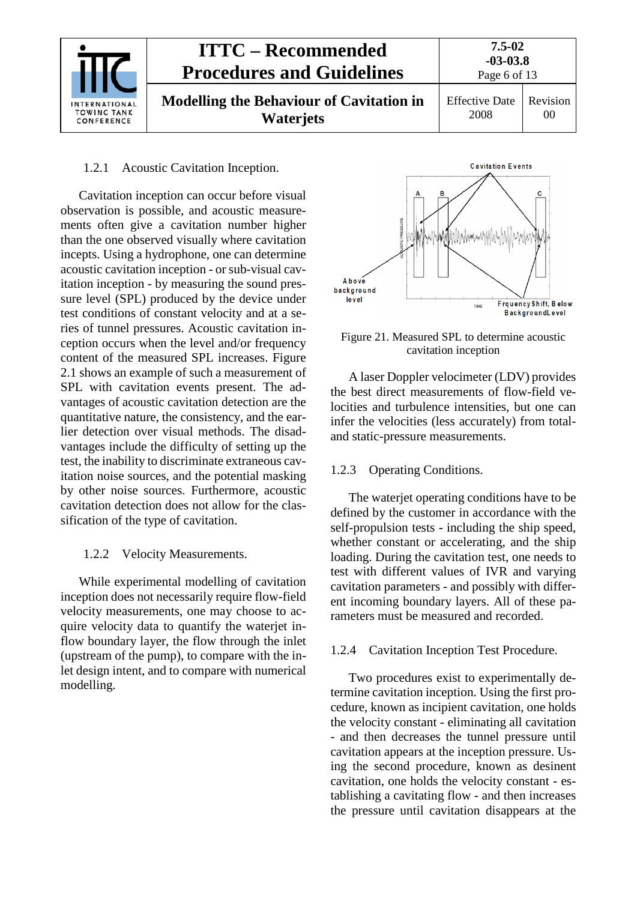### 1.2.1 Acoustic Cavitation Inception.

Cavitation inception can occur before visual observation is possible, and acoustic measurements often give a cavitation number higher than the one observed visually where cavitation incepts. Using a hydrophone, one can determine acoustic cavitation inception - or sub-visual cavitation inception - by measuring the sound pressure level (SPL) produced by the device under test conditions of constant velocity and at a series of tunnel pressures. Acoustic cavitation inception occurs when the level and/or frequency content of the measured SPL increases. Figure 2.1 shows an example of such a measurement of SPL with cavitation events present. The advantages of acoustic cavitation detection are the quantitative nature, the consistency, and the earlier detection over visual methods. The disadvantages include the difficulty of setting up the test, the inability to discriminate extraneous cavitation noise sources, and the potential masking by other noise sources. Furthermore, acoustic cavitation detection does not allow for the classification of the type of cavitation.

### 1.2.2 Velocity Measurements.

While experimental modelling of cavitation inception does not necessarily require flow-field velocity measurements, one may choose to acquire velocity data to quantify the waterjet inflow boundary layer, the flow through the inlet (upstream of the pump), to compare with the inlet design intent, and to compare with numerical modelling.

Figure 21. Measured SPL to determine acoustic cavitation inception

A laser Doppler velocimeter (LDV) provides the best direct measurements of flow-field velocities and turbulence intensities, but one can infer the velocities (less accurately) from total- and static-pressure measurements.

### 1.2.3 Operating Conditions.

The waterjet operating conditions have to be defined by the customer in accordance with the self-propulsion tests - including the ship speed, whether constant or accelerating, and the ship loading. During the cavitation test, one needs to test with different values of IVR and varying cavitation parameters - and possibly with different incoming boundary layers. All of these parameters must be measured and recorded.

### 1.2.4 Cavitation Inception Test Procedure.

Two procedures exist to experimentally determine cavitation inception. Using the first procedure, known as incipient cavitation, one holds the velocity constant - eliminating all cavitation - and then decreases the tunnel pressure until cavitation appears at the inception pressure. Using the second procedure, known as desinent cavitation, one holds the velocity constant - establishing a cavitating flow - and then increases the pressure until cavitation disappears at the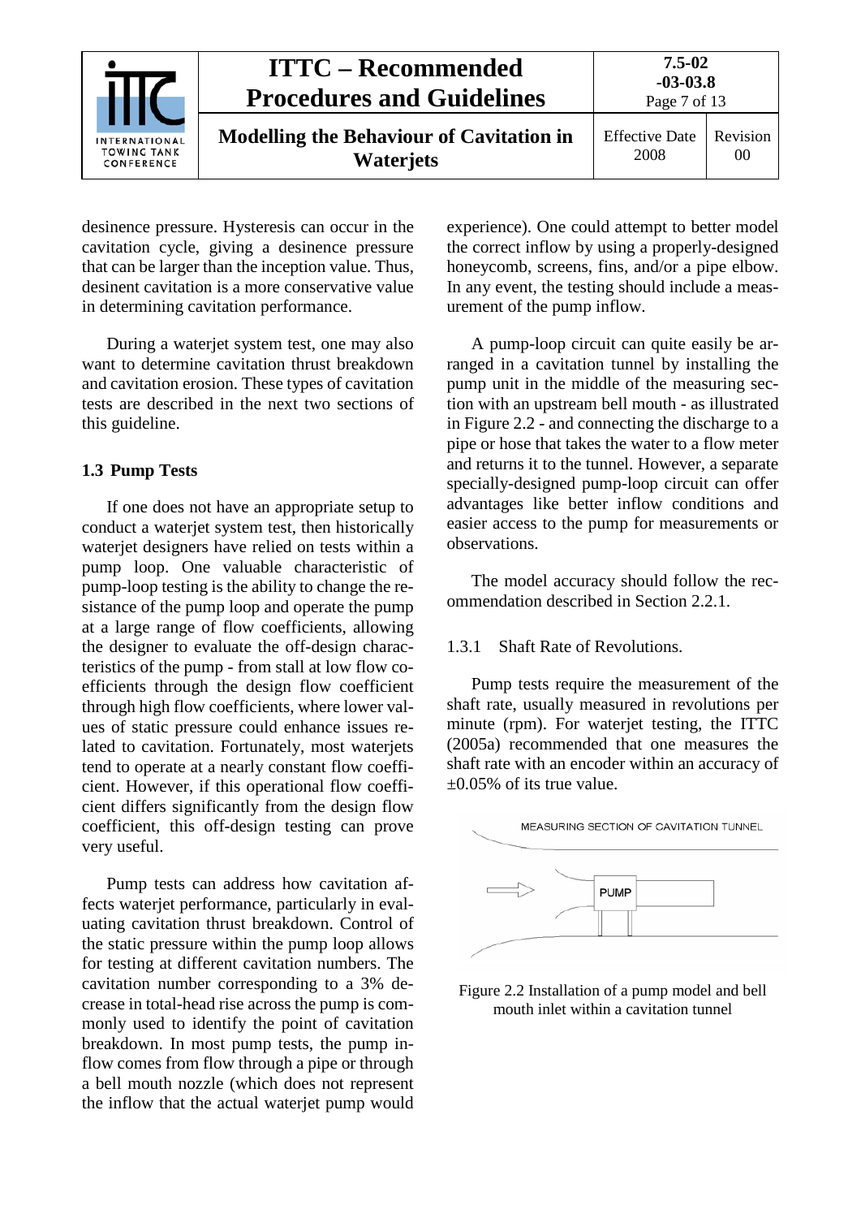desinence pressure. Hysteresis can occur in the cavitation cycle, giving a desinence pressure that can be larger than the inception value. Thus, desinent cavitation is a more conservative value in determining cavitation performance.

During a waterjet system test, one may also want to determine cavitation thrust breakdown and cavitation erosion. These types of cavitation tests are described in the next two sections of this guideline.

## 1.3 Pump Tests

If one does not have an appropriate setup to conduct a waterjet system test, then historically waterjet designers have relied on tests within a pump loop. One valuable characteristic of pump-loop testing is the ability to change the resistance of the pump loop and operate the pump at a large range of flow coefficients, allowing the designer to evaluate the off-design characteristics of the pump - from stall at low flow coefficients through the design flow coefficient through high flow coefficients, where lower values of static pressure could enhance issues related to cavitation. Fortunately, most waterjets tend to operate at a nearly constant flow coefficient. However, if this operational flow coefficient differs significantly from the design flow coefficient, this off-design testing can prove very useful.

Pump tests can address how cavitation affects waterjet performance, particularly in evaluating cavitation thrust breakdown. Control of the static pressure within the pump loop allows for testing at different cavitation numbers. The cavitation number corresponding to a 3% decrease in total-head rise across the pump is commonly used to identify the point of cavitation breakdown. In most pump tests, the pump inflow comes from flow through a pipe or through a bell mouth nozzle (which does not represent the inflow that the actual waterjet pump would experience). One could attempt to better model the correct inflow by using a properly-designed honeycomb, screens, fins, and/or a pipe elbow. In any event, the testing should include a measurement of the pump inflow.

A pump-loop circuit can quite easily be arranged in a cavitation tunnel by installing the pump unit in the middle of the measuring section with an upstream bell mouth - as illustrated in Figure 2.2 - and connecting the discharge to a pipe or hose that takes the water to a flow meter and returns it to the tunnel. However, a separate specially-designed pump-loop circuit can offer advantages like better inflow conditions and easier access to the pump for measurements or observations.

The model accuracy should follow the recommendation described in Section 2.2.1.

### 1.3.1 Shaft Rate of Revolutions.

Pump tests require the measurement of the shaft rate, usually measured in revolutions per minute (rpm). For waterjet testing, the ITTC (2005a) recommended that one measures the shaft rate with an encoder within an accuracy of ±0.05% of its true value.

MEASURING SECTION OF CAVITATION TUNNEL

PUMP

Figure 2.2 Installation of a pump model and bell mouth inlet within a cavitation tunnel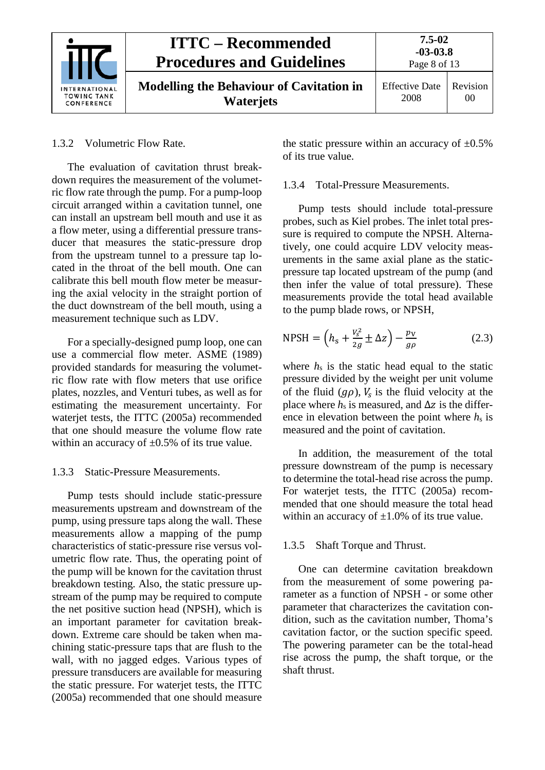### 1.3.2 Volumetric Flow Rate.

The evaluation of cavitation thrust breakdown requires the measurement of the volumetric flow rate through the pump. For a pump-loop circuit arranged within a cavitation tunnel, one can install an upstream bell mouth and use it as a flow meter, using a differential pressure transducer that measures the static-pressure drop from the upstream tunnel to a pressure tap located in the throat of the bell mouth. One can calibrate this bell mouth flow meter be measuring the axial velocity in the straight portion of the duct downstream of the bell mouth, using a measurement technique such as LDV.

For a specially-designed pump loop, one can use a commercial flow meter. ASME (1989) provided standards for measuring the volumetric flow rate with flow meters that use orifice plates, nozzles, and Venturi tubes, as well as for estimating the measurement uncertainty. For waterjet tests, the ITTC (2005a) recommended that one should measure the volume flow rate within an accuracy of ±0.5% of its true value.

### 1.3.3 Static-Pressure Measurements.

Pump tests should include static-pressure measurements upstream and downstream of the pump, using pressure taps along the wall. These measurements allow a mapping of the pump characteristics of static-pressure rise versus volumetric flow rate. Thus, the operating point of the pump will be known for the cavitation thrust breakdown testing. Also, the static pressure upstream of the pump may be required to compute the net positive suction head (NPSH), which is an important parameter for cavitation breakdown. Extreme care should be taken when machining static-pressure taps that are flush to the wall, with no jagged edges. Various types of pressure transducers are available for measuring the static pressure. For waterjet tests, the ITTC (2005a) recommended that one should measure the static pressure within an accuracy of ±0.5% of its true value.

### 1.3.4 Total-Pressure Measurements.

Pump tests should include total-pressure probes, such as Kiel probes. The inlet total pressure is required to compute the NPSH. Alternatively, one could acquire LDV velocity measurements in the same axial plane as the static-pressure tap located upstream of the pump (and then infer the value of total pressure). These measurements provide the total head available to the pump blade rows, or NPSH,

$$\mathrm{NPSH} = \left( h_s + \frac{V_s^2}{2g} \pm \Delta z \right) - \frac{p_V}{g\rho} \tag{2.3}$$

where $h_s$ is the static head equal to the static pressure divided by the weight per unit volume of the fluid $(g\rho)$, $V_s$ is the fluid velocity at the place where $h_s$ is measured, and $\Delta z$ is the difference in elevation between the point where $h_s$ is measured and the point of cavitation.

In addition, the measurement of the total pressure downstream of the pump is necessary to determine the total-head rise across the pump. For waterjet tests, the ITTC (2005a) recommended that one should measure the total head within an accuracy of ±1.0% of its true value.

### 1.3.5 Shaft Torque and Thrust.

One can determine cavitation breakdown from the measurement of some powering parameter as a function of NPSH - or some other parameter that characterizes the cavitation condition, such as the cavitation number, Thoma's cavitation factor, or the suction specific speed. The powering parameter can be the total-head rise across the pump, the shaft torque, or the shaft thrust.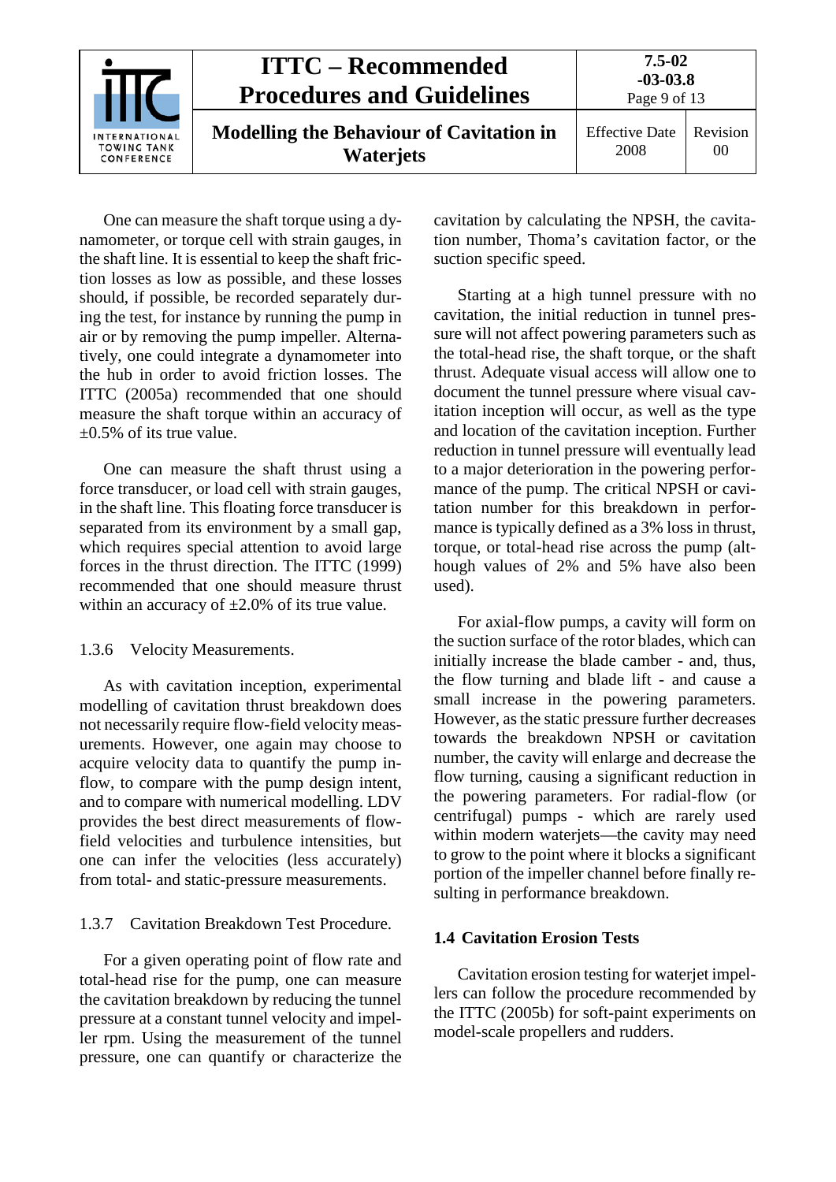One can measure the shaft torque using a dynamometer, or torque cell with strain gauges, in the shaft line. It is essential to keep the shaft friction losses as low as possible, and these losses should, if possible, be recorded separately during the test, for instance by running the pump in air or by removing the pump impeller. Alternatively, one could integrate a dynamometer into the hub in order to avoid friction losses. The ITTC (2005a) recommended that one should measure the shaft torque within an accuracy of ±0.5% of its true value.

One can measure the shaft thrust using a force transducer, or load cell with strain gauges, in the shaft line. This floating force transducer is separated from its environment by a small gap, which requires special attention to avoid large forces in the thrust direction. The ITTC (1999) recommended that one should measure thrust within an accuracy of ±2.0% of its true value.

### 1.3.6 Velocity Measurements.

As with cavitation inception, experimental modelling of cavitation thrust breakdown does not necessarily require flow-field velocity measurements. However, one again may choose to acquire velocity data to quantify the pump inflow, to compare with the pump design intent, and to compare with numerical modelling. LDV provides the best direct measurements of flow-field velocities and turbulence intensities, but one can infer the velocities (less accurately) from total- and static-pressure measurements.

### 1.3.7 Cavitation Breakdown Test Procedure.

For a given operating point of flow rate and total-head rise for the pump, one can measure the cavitation breakdown by reducing the tunnel pressure at a constant tunnel velocity and impeller rpm. Using the measurement of the tunnel pressure, one can quantify or characterize the cavitation by calculating the NPSH, the cavitation number, Thoma's cavitation factor, or the suction specific speed.

Starting at a high tunnel pressure with no cavitation, the initial reduction in tunnel pressure will not affect powering parameters such as the total-head rise, the shaft torque, or the shaft thrust. Adequate visual access will allow one to document the tunnel pressure where visual cavitation inception will occur, as well as the type and location of the cavitation inception. Further reduction in tunnel pressure will eventually lead to a major deterioration in the powering performance of the pump. The critical NPSH or cavitation number for this breakdown in performance is typically defined as a 3% loss in thrust, torque, or total-head rise across the pump (although values of 2% and 5% have also been used).

For axial-flow pumps, a cavity will form on the suction surface of the rotor blades, which can initially increase the blade camber - and, thus, the flow turning and blade lift - and cause a small increase in the powering parameters. However, as the static pressure further decreases towards the breakdown NPSH or cavitation number, the cavity will enlarge and decrease the flow turning, causing a significant reduction in the powering parameters. For radial-flow (or centrifugal) pumps - which are rarely used within modern waterjets—the cavity may need to grow to the point where it blocks a significant portion of the impeller channel before finally resulting in performance breakdown.

## 1.4 Cavitation Erosion Tests

Cavitation erosion testing for waterjet impellers can follow the procedure recommended by the ITTC (2005b) for soft-paint experiments on model-scale propellers and rudders.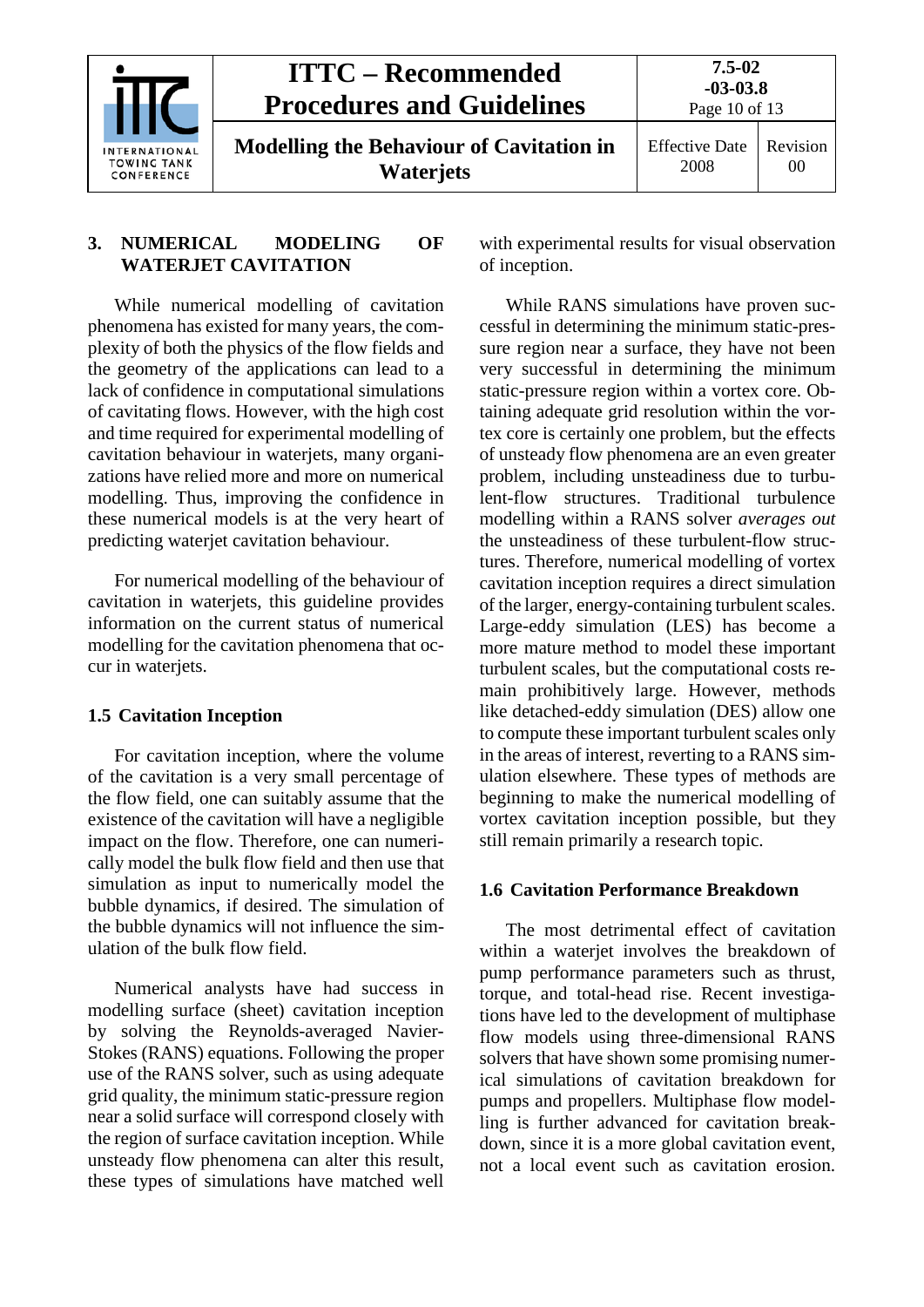## 3. NUMERICAL MODELING OF WATERJET CAVITATION

While numerical modelling of cavitation phenomena has existed for many years, the complexity of both the physics of the flow fields and the geometry of the applications can lead to a lack of confidence in computational simulations of cavitating flows. However, with the high cost and time required for experimental modelling of cavitation behaviour in waterjets, many organizations have relied more and more on numerical modelling. Thus, improving the confidence in these numerical models is at the very heart of predicting waterjet cavitation behaviour.

For numerical modelling of the behaviour of cavitation in waterjets, this guideline provides information on the current status of numerical modelling for the cavitation phenomena that occur in waterjets.

### 1.5 Cavitation Inception

For cavitation inception, where the volume of the cavitation is a very small percentage of the flow field, one can suitably assume that the existence of the cavitation will have a negligible impact on the flow. Therefore, one can numerically model the bulk flow field and then use that simulation as input to numerically model the bubble dynamics, if desired. The simulation of the bubble dynamics will not influence the simulation of the bulk flow field.

Numerical analysts have had success in modelling surface (sheet) cavitation inception by solving the Reynolds-averaged Navier-Stokes (RANS) equations. Following the proper use of the RANS solver, such as using adequate grid quality, the minimum static-pressure region near a solid surface will correspond closely with the region of surface cavitation inception. While unsteady flow phenomena can alter this result, these types of simulations have matched well with experimental results for visual observation of inception.

While RANS simulations have proven successful in determining the minimum static-pressure region near a surface, they have not been very successful in determining the minimum static-pressure region within a vortex core. Obtaining adequate grid resolution within the vortex core is certainly one problem, but the effects of unsteady flow phenomena are an even greater problem, including unsteadiness due to turbulent-flow structures. Traditional turbulence modelling within a RANS solver *averages out* the unsteadiness of these turbulent-flow structures. Therefore, numerical modelling of vortex cavitation inception requires a direct simulation of the larger, energy-containing turbulent scales. Large-eddy simulation (LES) has become a more mature method to model these important turbulent scales, but the computational costs remain prohibitively large. However, methods like detached-eddy simulation (DES) allow one to compute these important turbulent scales only in the areas of interest, reverting to a RANS simulation elsewhere. These types of methods are beginning to make the numerical modelling of vortex cavitation inception possible, but they still remain primarily a research topic.

### 1.6 Cavitation Performance Breakdown

The most detrimental effect of cavitation within a waterjet involves the breakdown of pump performance parameters such as thrust, torque, and total-head rise. Recent investigations have led to the development of multiphase flow models using three-dimensional RANS solvers that have shown some promising numerical simulations of cavitation breakdown for pumps and propellers. Multiphase flow modelling is further advanced for cavitation breakdown, since it is a more global cavitation event, not a local event such as cavitation erosion.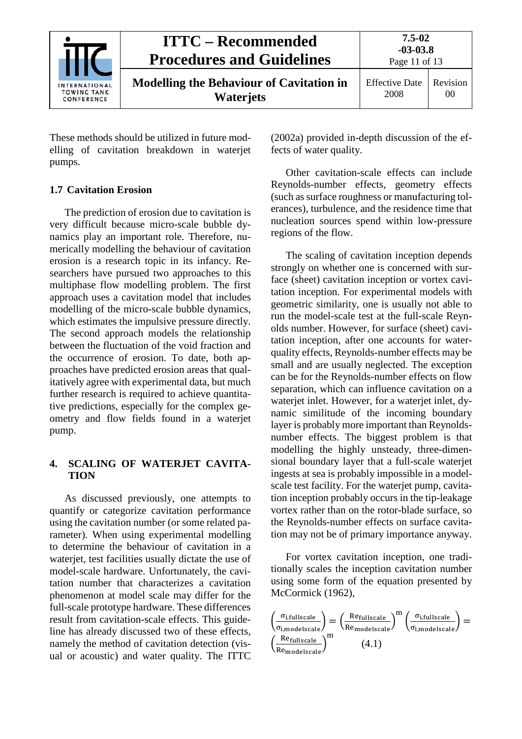These methods should be utilized in future modelling of cavitation breakdown in waterjet pumps.

### 1.7 Cavitation Erosion

The prediction of erosion due to cavitation is very difficult because micro-scale bubble dynamics play an important role. Therefore, numerically modelling the behaviour of cavitation erosion is a research topic in its infancy. Researchers have pursued two approaches to this multiphase flow modelling problem. The first approach uses a cavitation model that includes modelling of the micro-scale bubble dynamics, which estimates the impulsive pressure directly. The second approach models the relationship between the fluctuation of the void fraction and the occurrence of erosion. To date, both approaches have predicted erosion areas that qualitatively agree with experimental data, but much further research is required to achieve quantitative predictions, especially for the complex geometry and flow fields found in a waterjet pump.

## 4. SCALING OF WATERJET CAVITATION

As discussed previously, one attempts to quantify or categorize cavitation performance using the cavitation number (or some related parameter). When using experimental modelling to determine the behaviour of cavitation in a waterjet, test facilities usually dictate the use of model-scale hardware. Unfortunately, the cavitation number that characterizes a cavitation phenomenon at model scale may differ for the full-scale prototype hardware. These differences result from cavitation-scale effects. This guideline has already discussed two of these effects, namely the method of cavitation detection (visual or acoustic) and water quality. The ITTC (2002a) provided in-depth discussion of the effects of water quality.

Other cavitation-scale effects can include Reynolds-number effects, geometry effects (such as surface roughness or manufacturing tolerances), turbulence, and the residence time that nucleation sources spend within low-pressure regions of the flow.

The scaling of cavitation inception depends strongly on whether one is concerned with surface (sheet) cavitation inception or vortex cavitation inception. For experimental models with geometric similarity, one is usually not able to run the model-scale test at the full-scale Reynolds number. However, for surface (sheet) cavitation inception, after one accounts for water-quality effects, Reynolds-number effects may be small and are usually neglected. The exception can be for the Reynolds-number effects on flow separation, which can influence cavitation on a waterjet inlet. However, for a waterjet inlet, dynamic similitude of the incoming boundary layer is probably more important than Reynolds-number effects. The biggest problem is that modelling the highly unsteady, three-dimensional boundary layer that a full-scale waterjet ingests at sea is probably impossible in a model-scale test facility. For the waterjet pump, cavitation inception probably occurs in the tip-leakage vortex rather than on the rotor-blade surface, so the Reynolds-number effects on surface cavitation may not be of primary importance anyway.

For vortex cavitation inception, one traditionally scales the inception cavitation number using some form of the equation presented by McCormick (1962),

$$\left(\frac{\sigma_{i,\text{fullscale}}}{\sigma_{i,\text{modelscale}}}\right) = \left(\frac{\text{Re}_{\text{fullscale}}}{\text{Re}_{\text{modelscale}}}\right)^{m} \left(\frac{\sigma_{i,\text{fullscale}}}{\sigma_{i,\text{modelscale}}}\right) = \left(\frac{\text{Re}_{\text{fullscale}}}{\text{Re}_{\text{modelscale}}}\right)^{m} \qquad (4.1)$$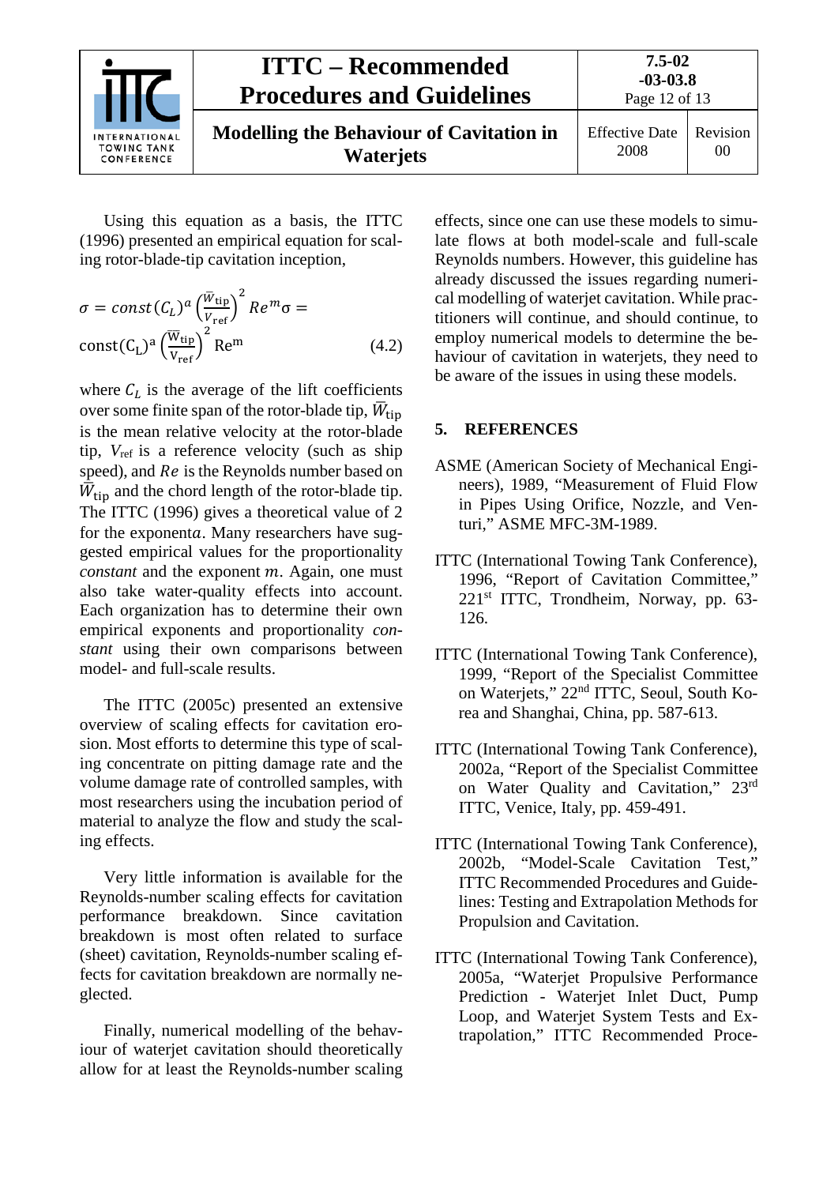Using this equation as a basis, the ITTC (1996) presented an empirical equation for scaling rotor-blade-tip cavitation inception,

$$\sigma = const\,(C_L)^a \left(\frac{\bar{W}_{tip}}{V_{ref}}\right)^2 Re^m \sigma = \mathrm{const}(\mathrm{C_L})^a \left(\frac{\bar{\mathrm{W}}_{tip}}{\mathrm{V}_{ref}}\right)^2 \mathrm{Re}^m \qquad (4.2)$$

where $C_L$ is the average of the lift coefficients over some finite span of the rotor-blade tip, $\bar{W}_{tip}$ is the mean relative velocity at the rotor-blade tip, $V_{ref}$ is a reference velocity (such as ship speed), and $Re$ is the Reynolds number based on $\bar{W}_{tip}$ and the chord length of the rotor-blade tip. The ITTC (1996) gives a theoretical value of 2 for the exponent $a$. Many researchers have suggested empirical values for the proportionality *constant* and the exponent $m$. Again, one must also take water-quality effects into account. Each organization has to determine their own empirical exponents and proportionality *constant* using their own comparisons between model- and full-scale results.

The ITTC (2005c) presented an extensive overview of scaling effects for cavitation erosion. Most efforts to determine this type of scaling concentrate on pitting damage rate and the volume damage rate of controlled samples, with most researchers using the incubation period of material to analyze the flow and study the scaling effects.

Very little information is available for the Reynolds-number scaling effects for cavitation performance breakdown. Since cavitation breakdown is most often related to surface (sheet) cavitation, Reynolds-number scaling effects for cavitation breakdown are normally neglected.

Finally, numerical modelling of the behaviour of waterjet cavitation should theoretically allow for at least the Reynolds-number scaling effects, since one can use these models to simulate flows at both model-scale and full-scale Reynolds numbers. However, this guideline has already discussed the issues regarding numerical modelling of waterjet cavitation. While practitioners will continue, and should continue, to employ numerical models to determine the behaviour of cavitation in waterjets, they need to be aware of the issues in using these models.

## 5. REFERENCES

ASME (American Society of Mechanical Engineers), 1989, "Measurement of Fluid Flow in Pipes Using Orifice, Nozzle, and Venturi," ASME MFC-3M-1989.

ITTC (International Towing Tank Conference), 1996, "Report of Cavitation Committee," 221st ITTC, Trondheim, Norway, pp. 63-126.

ITTC (International Towing Tank Conference), 1999, "Report of the Specialist Committee on Waterjets," 22nd ITTC, Seoul, South Korea and Shanghai, China, pp. 587-613.

ITTC (International Towing Tank Conference), 2002a, "Report of the Specialist Committee on Water Quality and Cavitation," 23rd ITTC, Venice, Italy, pp. 459-491.

ITTC (International Towing Tank Conference), 2002b, "Model-Scale Cavitation Test," ITTC Recommended Procedures and Guidelines: Testing and Extrapolation Methods for Propulsion and Cavitation.

ITTC (International Towing Tank Conference), 2005a, "Waterjet Propulsive Performance Prediction - Waterjet Inlet Duct, Pump Loop, and Waterjet System Tests and Extrapolation," ITTC Recommended Proce-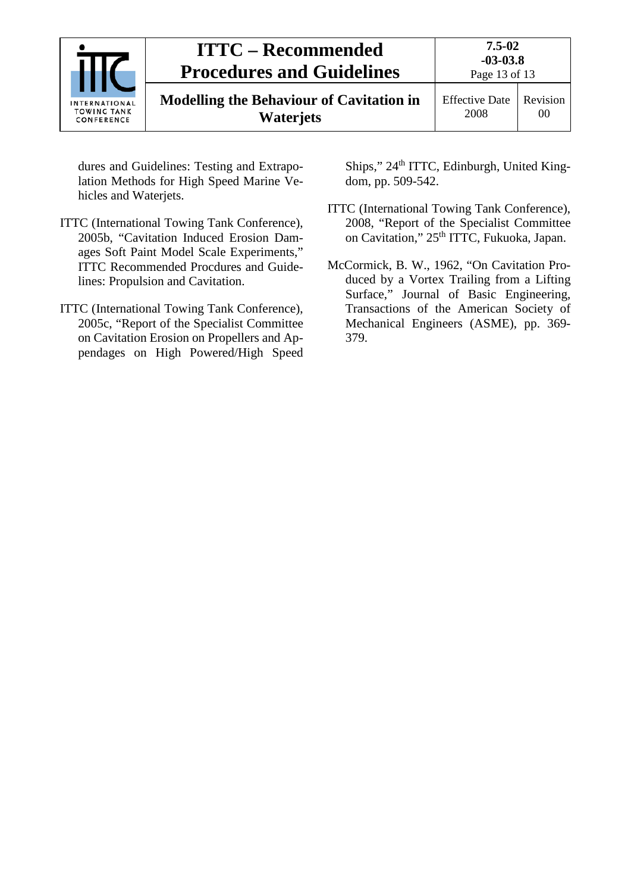dures and Guidelines: Testing and Extrapolation Methods for High Speed Marine Vehicles and Waterjets.

ITTC (International Towing Tank Conference), 2005b, "Cavitation Induced Erosion Damages Soft Paint Model Scale Experiments," ITTC Recommended Procdures and Guidelines: Propulsion and Cavitation.

ITTC (International Towing Tank Conference), 2005c, "Report of the Specialist Committee on Cavitation Erosion on Propellers and Appendages on High Powered/High Speed Ships," 24th ITTC, Edinburgh, United Kingdom, pp. 509-542.

ITTC (International Towing Tank Conference), 2008, "Report of the Specialist Committee on Cavitation," 25th ITTC, Fukuoka, Japan.

McCormick, B. W., 1962, "On Cavitation Produced by a Vortex Trailing from a Lifting Surface," Journal of Basic Engineering, Transactions of the American Society of Mechanical Engineers (ASME), pp. 369-379.